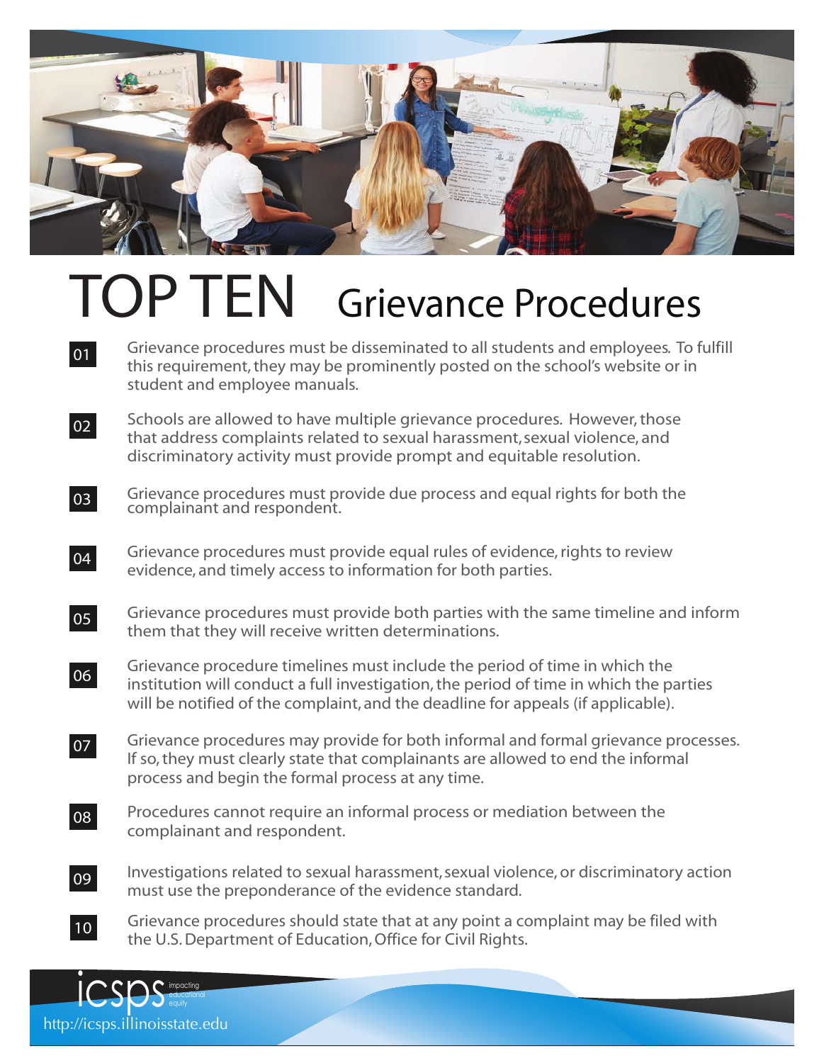# TOP TEN Grievance Procedures

01. Grievance procedures must be disseminated to all students and employees. To fulfill this requirement, they may be prominently posted on the school's website or in student and employee manuals.

02. Schools are allowed to have multiple grievance procedures. However, those that address complaints related to sexual harassment, sexual violence, and discriminatory activity must provide prompt and equitable resolution.

03. Grievance procedures must provide due process and equal rights for both the complainant and respondent.

04. Grievance procedures must provide equal rules of evidence, rights to review evidence, and timely access to information for both parties.

05. Grievance procedures must provide both parties with the same timeline and inform them that they will receive written determinations.

06. Grievance procedure timelines must include the period of time in which the institution will conduct a full investigation, the period of time in which the parties will be notified of the complaint, and the deadline for appeals (if applicable).

07. Grievance procedures may provide for both informal and formal grievance processes. If so, they must clearly state that complainants are allowed to end the informal process and begin the formal process at any time.

08. Procedures cannot require an informal process or mediation between the complainant and respondent.

09. Investigations related to sexual harassment, sexual violence, or discriminatory action must use the preponderance of the evidence standard.

10. Grievance procedures should state that at any point a complaint may be filed with the U.S. Department of Education, Office for Civil Rights.

icsps impacting educational equity

http://icsps.illinoisstate.edu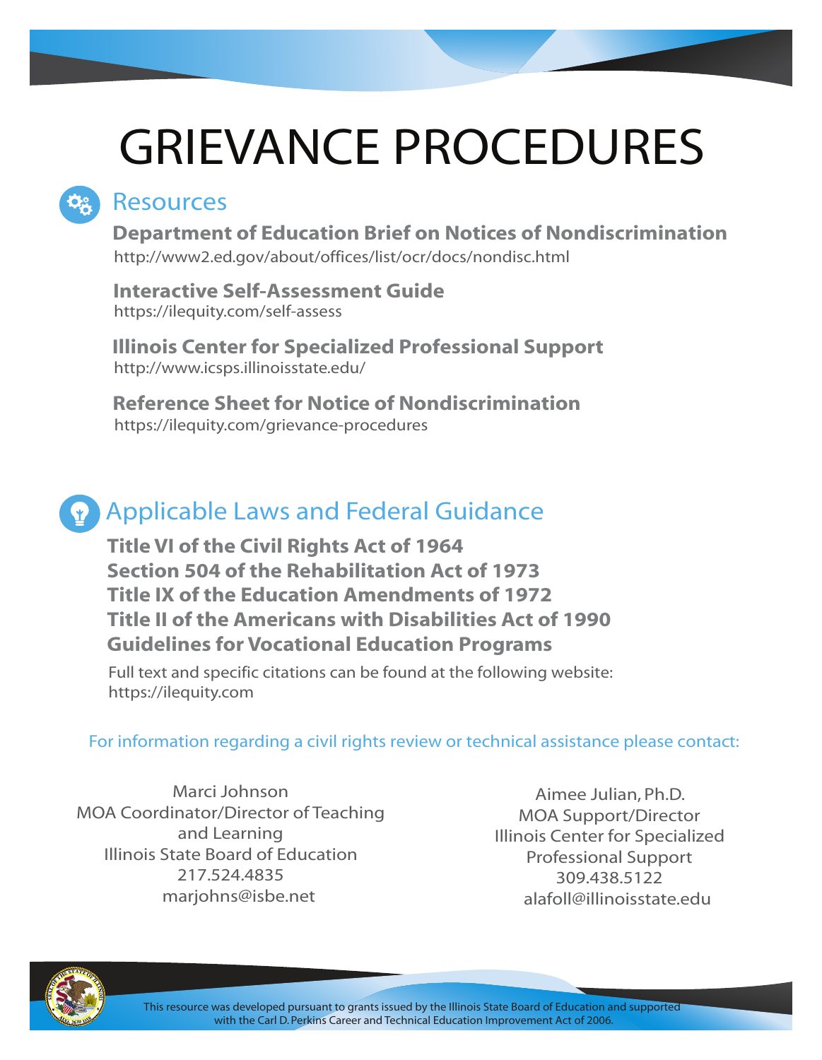# GRIEVANCE PROCEDURES

## Resources

**Department of Education Brief on Notices of Nondiscrimination**
http://www2.ed.gov/about/offices/list/ocr/docs/nondisc.html

**Interactive Self-Assessment Guide**
https://ilequity.com/self-assess

**Illinois Center for Specialized Professional Support**
http://www.icsps.illinoisstate.edu/

**Reference Sheet for Notice of Nondiscrimination**
https://ilequity.com/grievance-procedures

## Applicable Laws and Federal Guidance

**Title VI of the Civil Rights Act of 1964**
**Section 504 of the Rehabilitation Act of 1973**
**Title IX of the Education Amendments of 1972**
**Title II of the Americans with Disabilities Act of 1990**
**Guidelines for Vocational Education Programs**

Full text and specific citations can be found at the following website:
https://ilequity.com

For information regarding a civil rights review or technical assistance please contact:

Marci Johnson
MOA Coordinator/Director of Teaching and Learning
Illinois State Board of Education
217.524.4835
marjohns@isbe.net

Aimee Julian, Ph.D.
MOA Support/Director
Illinois Center for Specialized Professional Support
309.438.5122
alafoll@illinoisstate.edu

This resource was developed pursuant to grants issued by the Illinois State Board of Education and supported with the Carl D. Perkins Career and Technical Education Improvement Act of 2006.